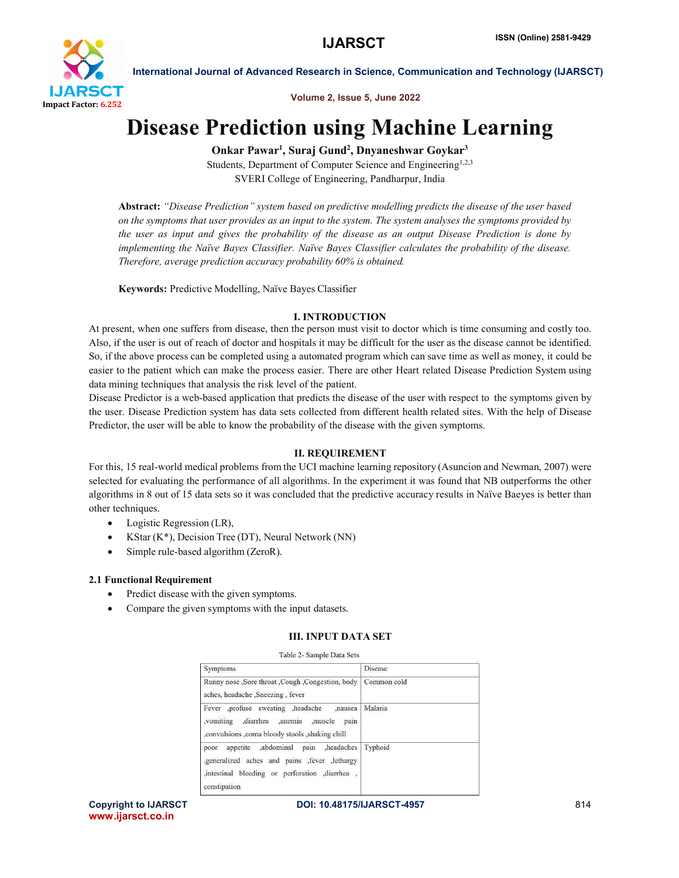# Disease Prediction using Machine Learning

**Onkar Pawar[1], Suraj Gund[2], Dnyaneshwar Goykar[3]**

Students, Department of Computer Science and Engineering[1,2,3]

SVERI College of Engineering, Pandharpur, India

**Abstract:** *"Disease Prediction" system based on predictive modelling predicts the disease of the user based on the symptoms that user provides as an input to the system. The system analyses the symptoms provided by the user as input and gives the probability of the disease as an output Disease Prediction is done by implementing the Naïve Bayes Classifier. Naïve Bayes Classifier calculates the probability of the disease. Therefore, average prediction accuracy probability 60% is obtained.*

**Keywords:** Predictive Modelling, Naïve Bayes Classifier

## I. INTRODUCTION

At present, when one suffers from disease, then the person must visit to doctor which is time consuming and costly too. Also, if the user is out of reach of doctor and hospitals it may be difficult for the user as the disease cannot be identified. So, if the above process can be completed using a automated program which can save time as well as money, it could be easier to the patient which can make the process easier. There are other Heart related Disease Prediction System using data mining techniques that analysis the risk level of the patient.

Disease Predictor is a web-based application that predicts the disease of the user with respect to the symptoms given by the user. Disease Prediction system has data sets collected from different health related sites. With the help of Disease Predictor, the user will be able to know the probability of the disease with the given symptoms.

## II. REQUIREMENT

For this, 15 real-world medical problems from the UCI machine learning repository (Asuncion and Newman, 2007) were selected for evaluating the performance of all algorithms. In the experiment it was found that NB outperforms the other algorithms in 8 out of 15 data sets so it was concluded that the predictive accuracy results in Naïve Baeyes is better than other techniques.

- Logistic Regression (LR),
- KStar (K*), Decision Tree (DT), Neural Network (NN)
- Simple rule-based algorithm (ZeroR).

### 2.1 Functional Requirement

- Predict disease with the given symptoms.
- Compare the given symptoms with the input datasets.

## III. INPUT DATA SET

Table 2- Sample Data Sets

| Symptoms | Disease |
|---|---|
| Runny nose ,Sore throat ,Cough ,Congestion, body aches, headache ,Sneezing , fever | Common cold |
| Fever ,profuse sweating ,headache ,nausea ,vomiting ,diarrhea ,anemia ,muscle pain ,convulsions ,coma bloody stools ,shaking chill | Malaria |
| poor appetite ,abdominal pain ,headaches ,generalized aches and pains ,fever ,lethargy ,intestinal bleeding or perforation ,diarrhea , constipation | Typhoid |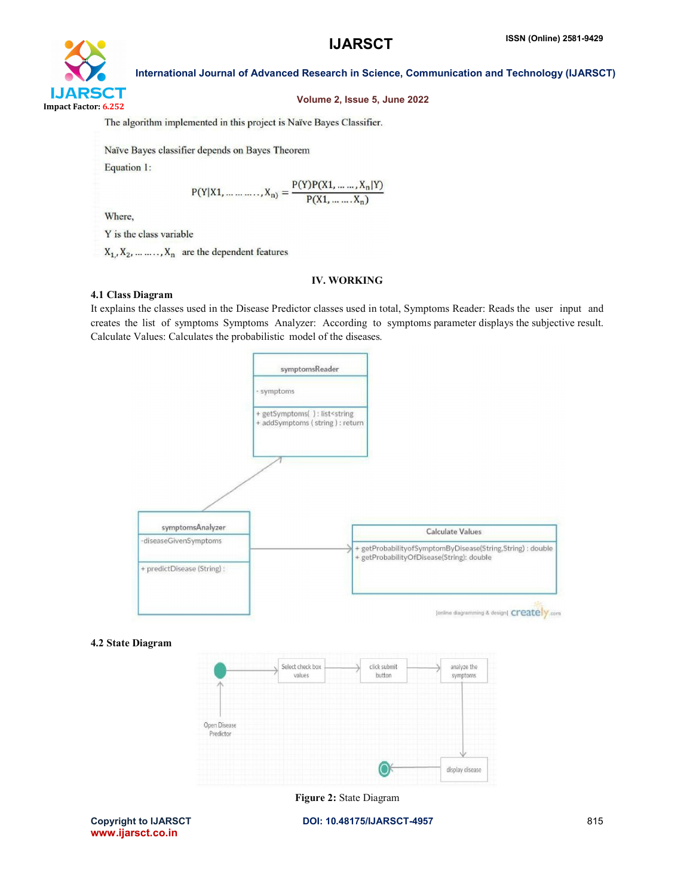The algorithm implemented in this project is Naïve Bayes Classifier.

Naïve Bayes classifier depends on Bayes Theorem

Equation 1:

$$P(Y|X1, \ldots\ldots\ldots, X_n) = \frac{P(Y)P(X1, \ldots\ldots, X_n|Y)}{P(X1, \ldots\ldots X_n)}$$

Where,

Y is the class variable

$X_1, X_2, \ldots\ldots, X_n$ are the dependent features

## IV. WORKING

### 4.1 Class Diagram

It explains the classes used in the Disease Predictor classes used in total, Symptoms Reader: Reads the user input and creates the list of symptoms Symptoms Analyzer: According to symptoms parameter displays the subjective result. Calculate Values: Calculates the probabilistic model of the diseases.

### 4.2 State Diagram

Figure 2: State Diagram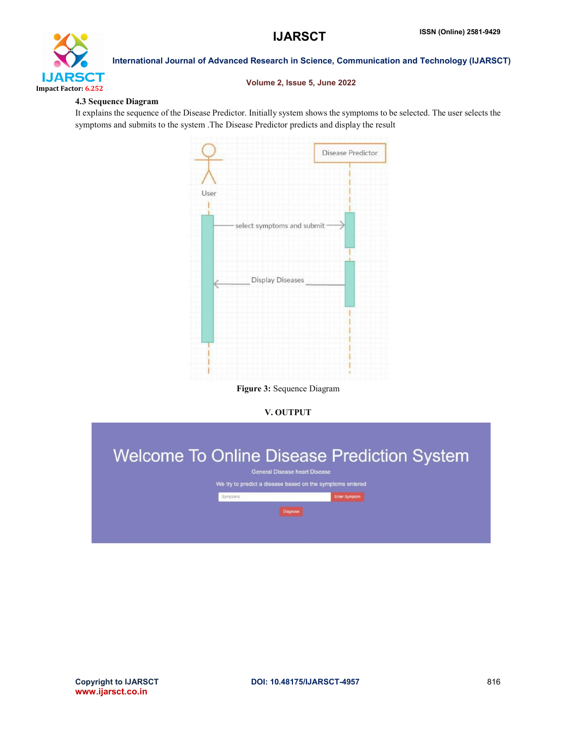### 4.3 Sequence Diagram

It explains the sequence of the Disease Predictor. Initially system shows the symptoms to be selected. The user selects the symptoms and submits to the system .The Disease Predictor predicts and display the result

**Figure 3:** Sequence Diagram

## V. OUTPUT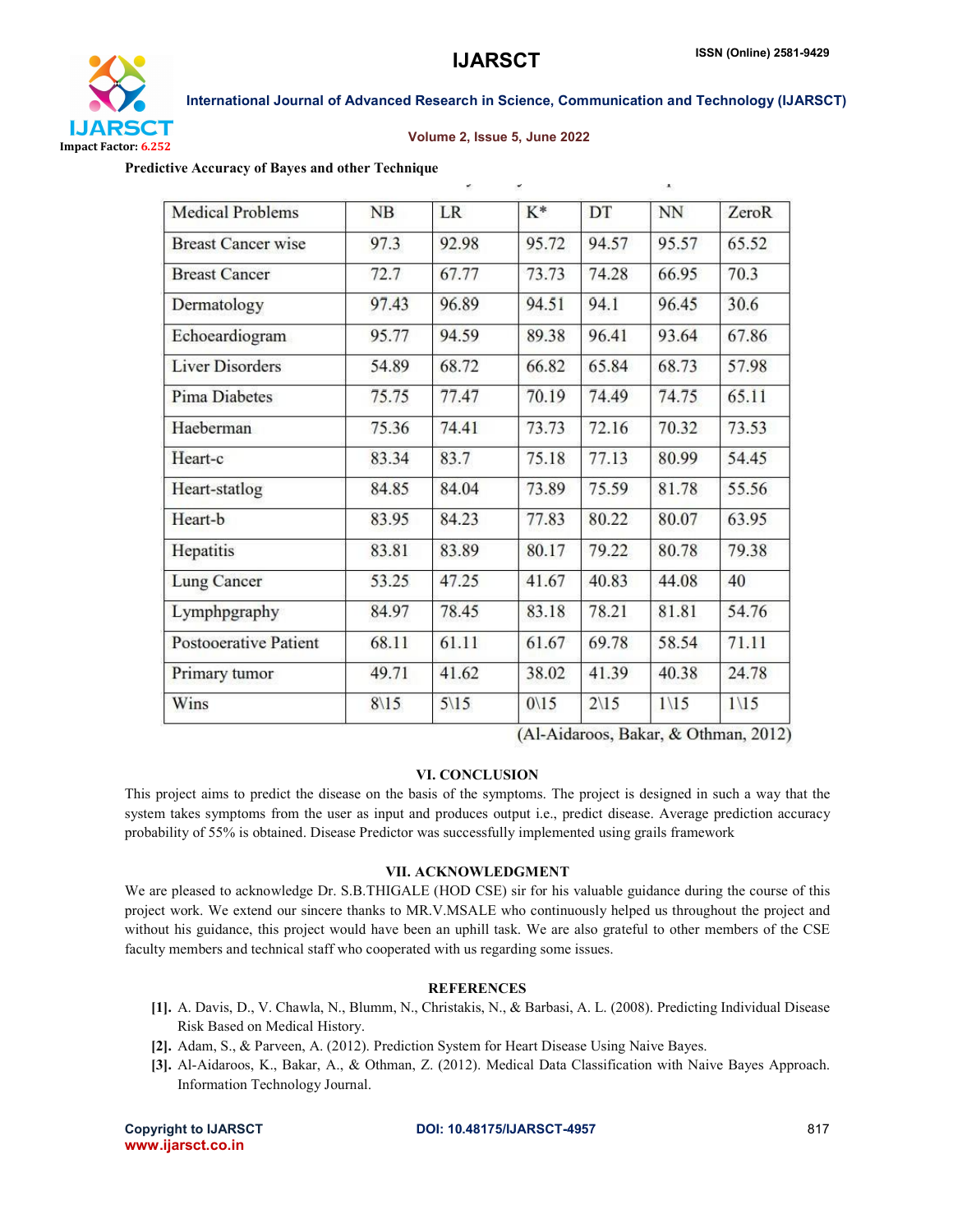**Predictive Accuracy of Bayes and other Technique**

| Medical Problems | NB | LR | K* | DT | NN | ZeroR |
|---|---|---|---|---|---|---|
| Breast Cancer wise | 97.3 | 92.98 | 95.72 | 94.57 | 95.57 | 65.52 |
| Breast Cancer | 72.7 | 67.77 | 73.73 | 74.28 | 66.95 | 70.3 |
| Dermatology | 97.43 | 96.89 | 94.51 | 94.1 | 96.45 | 30.6 |
| Echoeardiogram | 95.77 | 94.59 | 89.38 | 96.41 | 93.64 | 67.86 |
| Liver Disorders | 54.89 | 68.72 | 66.82 | 65.84 | 68.73 | 57.98 |
| Pima Diabetes | 75.75 | 77.47 | 70.19 | 74.49 | 74.75 | 65.11 |
| Haeberman | 75.36 | 74.41 | 73.73 | 72.16 | 70.32 | 73.53 |
| Heart-c | 83.34 | 83.7 | 75.18 | 77.13 | 80.99 | 54.45 |
| Heart-statlog | 84.85 | 84.04 | 73.89 | 75.59 | 81.78 | 55.56 |
| Heart-b | 83.95 | 84.23 | 77.83 | 80.22 | 80.07 | 63.95 |
| Hepatitis | 83.81 | 83.89 | 80.17 | 79.22 | 80.78 | 79.38 |
| Lung Cancer | 53.25 | 47.25 | 41.67 | 40.83 | 44.08 | 40 |
| Lymphpgraphy | 84.97 | 78.45 | 83.18 | 78.21 | 81.81 | 54.76 |
| Postooerative Patient | 68.11 | 61.11 | 61.67 | 69.78 | 58.54 | 71.11 |
| Primary tumor | 49.71 | 41.62 | 38.02 | 41.39 | 40.38 | 24.78 |
| Wins | 8\15 | 5\15 | 0\15 | 2\15 | 1\15 | 1\15 |

(Al-Aidaroos, Bakar, & Othman, 2012)

## VI. CONCLUSION

This project aims to predict the disease on the basis of the symptoms. The project is designed in such a way that the system takes symptoms from the user as input and produces output i.e., predict disease. Average prediction accuracy probability of 55% is obtained. Disease Predictor was successfully implemented using grails framework

## VII. ACKNOWLEDGMENT

We are pleased to acknowledge Dr. S.B.THIGALE (HOD CSE) sir for his valuable guidance during the course of this project work. We extend our sincere thanks to MR.V.MSALE who continuously helped us throughout the project and without his guidance, this project would have been an uphill task. We are also grateful to other members of the CSE faculty members and technical staff who cooperated with us regarding some issues.

## REFERENCES

**[1].** A. Davis, D., V. Chawla, N., Blumm, N., Christakis, N., & Barbasi, A. L. (2008). Predicting Individual Disease Risk Based on Medical History.

**[2].** Adam, S., & Parveen, A. (2012). Prediction System for Heart Disease Using Naive Bayes.

**[3].** Al-Aidaroos, K., Bakar, A., & Othman, Z. (2012). Medical Data Classification with Naive Bayes Approach. Information Technology Journal.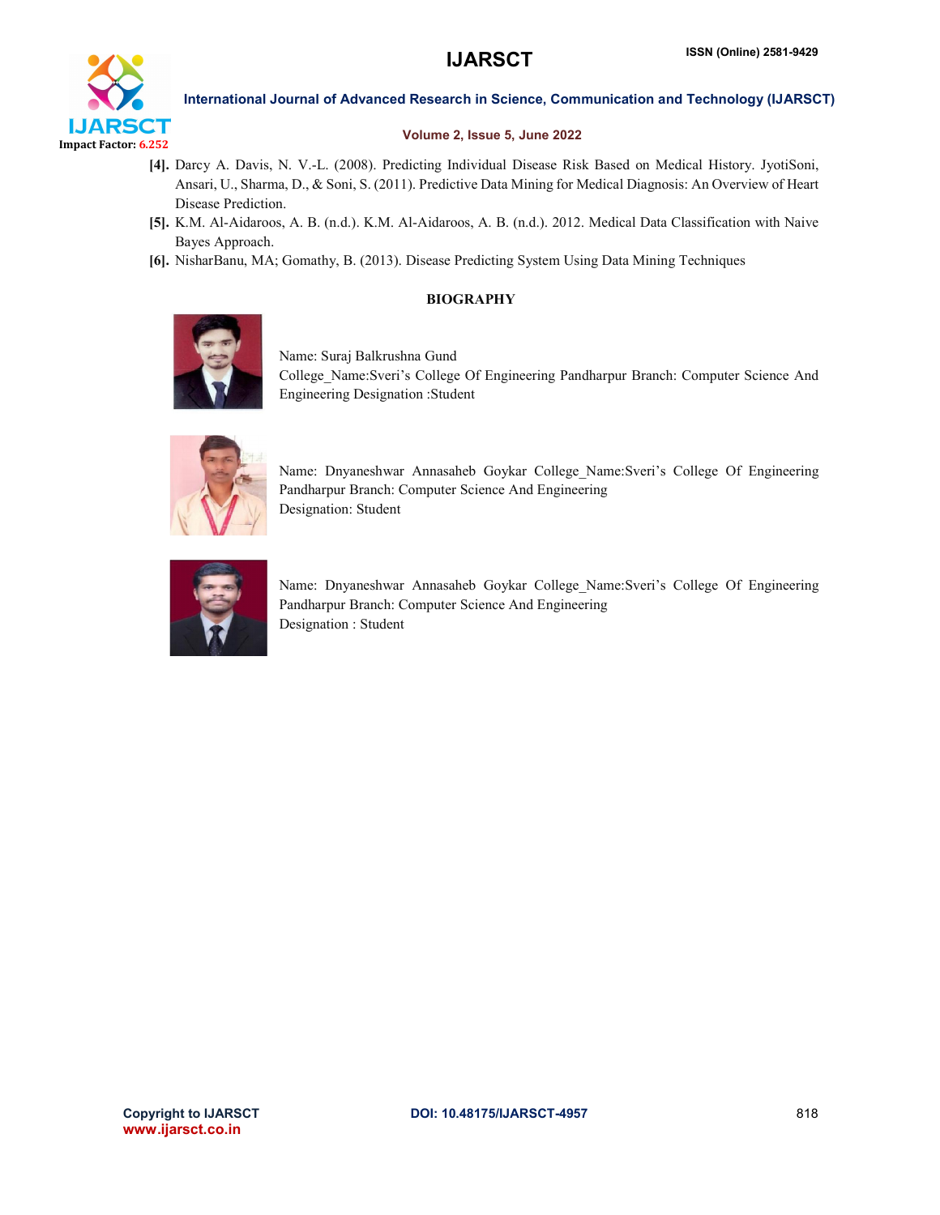[4]. Darcy A. Davis, N. V.-L. (2008). Predicting Individual Disease Risk Based on Medical History. JyotiSoni, Ansari, U., Sharma, D., & Soni, S. (2011). Predictive Data Mining for Medical Diagnosis: An Overview of Heart Disease Prediction.

[5]. K.M. Al-Aidaroos, A. B. (n.d.). K.M. Al-Aidaroos, A. B. (n.d.). 2012. Medical Data Classification with Naive Bayes Approach.

[6]. NisharBanu, MA; Gomathy, B. (2013). Disease Predicting System Using Data Mining Techniques

## BIOGRAPHY

Name: Suraj Balkrushna Gund
College_Name:Sveri's College Of Engineering Pandharpur Branch: Computer Science And Engineering Designation :Student

Name: Dnyaneshwar Annasaheb Goykar College_Name:Sveri's College Of Engineering Pandharpur Branch: Computer Science And Engineering
Designation: Student

Name: Dnyaneshwar Annasaheb Goykar College_Name:Sveri's College Of Engineering Pandharpur Branch: Computer Science And Engineering
Designation : Student